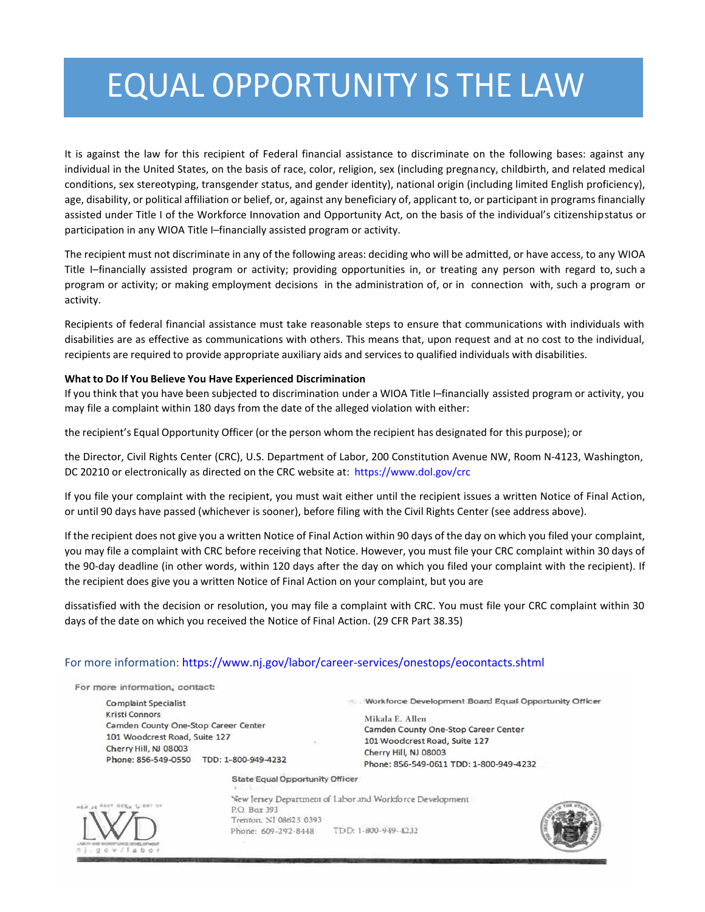# EQUAL OPPORTUNITY IS THE LAW

It is against the law for this recipient of Federal financial assistance to discriminate on the following bases: against any individual in the United States, on the basis of race, color, religion, sex (including pregnancy, childbirth, and related medical conditions, sex stereotyping, transgender status, and gender identity), national origin (including limited English proficiency), age, disability, or political affiliation or belief, or, against any beneficiary of, applicant to, or participant in programs financially assisted under Title I of the Workforce Innovation and Opportunity Act, on the basis of the individual's citizenship status or participation in any WIOA Title I–financially assisted program or activity.

The recipient must not discriminate in any of the following areas: deciding who will be admitted, or have access, to any WIOA Title I–financially assisted program or activity; providing opportunities in, or treating any person with regard to, such a program or activity; or making employment decisions in the administration of, or in connection with, such a program or activity.

Recipients of federal financial assistance must take reasonable steps to ensure that communications with individuals with disabilities are as effective as communications with others. This means that, upon request and at no cost to the individual, recipients are required to provide appropriate auxiliary aids and services to qualified individuals with disabilities.

**What to Do If You Believe You Have Experienced Discrimination**

If you think that you have been subjected to discrimination under a WIOA Title I–financially assisted program or activity, you may file a complaint within 180 days from the date of the alleged violation with either:

the recipient's Equal Opportunity Officer (or the person whom the recipient has designated for this purpose); or

the Director, Civil Rights Center (CRC), U.S. Department of Labor, 200 Constitution Avenue NW, Room N-4123, Washington, DC 20210 or electronically as directed on the CRC website at: https://www.dol.gov/crc

If you file your complaint with the recipient, you must wait either until the recipient issues a written Notice of Final Action, or until 90 days have passed (whichever is sooner), before filing with the Civil Rights Center (see address above).

If the recipient does not give you a written Notice of Final Action within 90 days of the day on which you filed your complaint, you may file a complaint with CRC before receiving that Notice. However, you must file your CRC complaint within 30 days of the 90-day deadline (in other words, within 120 days after the day on which you filed your complaint with the recipient). If the recipient does give you a written Notice of Final Action on your complaint, but you are dissatisfied with the decision or resolution, you may file a complaint with CRC. You must file your CRC complaint within 30 days of the date on which you received the Notice of Final Action. (29 CFR Part 38.35)

For more information: https://www.nj.gov/labor/career-services/onestops/eocontacts.shtml

For more information, contact:

Complaint Specialist
Kristi Connors
Camden County One-Stop Career Center
101 Woodcrest Road, Suite 127
Cherry Hill, NJ 08003
Phone: 856-549-0550 TDD: 1-800-949-4232

Workforce Development Board Equal Opportunity Officer
Mikala E. Allen
Camden County One-Stop Career Center
101 Woodcrest Road, Suite 127
Cherry Hill, NJ 08003
Phone: 856-549-0611 TDD: 1-800-949-4232

State Equal Opportunity Officer
New Jersey Department of Labor and Workforce Development
P.O. Box 393
Trenton, NJ 08625 0393
Phone: 609-292-8448 TDD: 1-800-949-4232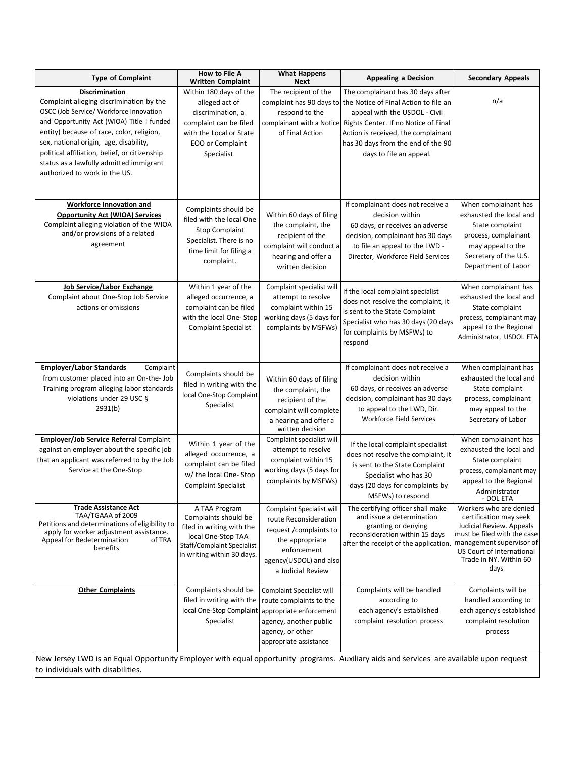| Type of Complaint | How to File A Written Complaint | What Happens Next | Appealing a Decision | Secondary Appeals |
|---|---|---|---|---|
| **Discrimination** Complaint alleging discrimination by the OSCC (Job Service/ Workforce Innovation and Opportunity Act (WIOA) Title I funded entity) because of race, color, religion, sex, national origin, age, disability, political affiliation, belief, or citizenship status as a lawfully admitted immigrant authorized to work in the US. | Within 180 days of the alleged act of discrimination, a complaint can be filed with the Local or State EOO or Complaint Specialist | The recipient of the complaint has 90 days to respond to the complainant with a Notice of Final Action | The complainant has 30 days after the Notice of Final Action to file an appeal with the USDOL - Civil Rights Center. If no Notice of Final Action is received, the complainant has 30 days from the end of the 90 days to file an appeal. | n/a |
| **Workforce Innovation and Opportunity Act (WIOA) Services** Complaint alleging violation of the WIOA and/or provisions of a related agreement | Complaints should be filed with the local One Stop Complaint Specialist. There is no time limit for filing a complaint. | Within 60 days of filing the complaint, the recipient of the complaint will conduct a hearing and offer a written decision | If complainant does not receive a decision within 60 days, or receives an adverse decision, complainant has 30 days to file an appeal to the LWD - Director, Workforce Field Services | When complainant has exhausted the local and State complaint process, complainant may appeal to the Secretary of the U.S. Department of Labor |
| **Job Service/Labor Exchange** Complaint about One-Stop Job Service actions or omissions | Within 1 year of the alleged occurrence, a complaint can be filed with the local One- Stop Complaint Specialist | Complaint specialist will attempt to resolve complaint within 15 working days (5 days for complaints by MSFWs) | If the local complaint specialist does not resolve the complaint, it is sent to the State Complaint Specialist who has 30 days (20 days for complaints by MSFWs) to respond | When complainant has exhausted the local and State complaint process, complainant may appeal to the Regional Administrator, USDOL ETA |
| **Employer/Labor Standards** Complaint from customer placed into an On-the- Job Training program alleging labor standards violations under 29 USC § 2931(b) | Complaints should be filed in writing with the local One-Stop Complaint Specialist | Within 60 days of filing the complaint, the recipient of the complaint will complete a hearing and offer a written decision | If complainant does not receive a decision within 60 days, or receives an adverse decision, complainant has 30 days to appeal to the LWD, Dir. Workforce Field Services | When complainant has exhausted the local and State complaint process, complainant may appeal to the Secretary of Labor |
| **Employer/Job Service Referral** Complaint against an employer about the specific job that an applicant was referred to by the Job Service at the One-Stop | Within 1 year of the alleged occurrence, a complaint can be filed w/ the local One- Stop Complaint Specialist | Complaint specialist will attempt to resolve complaint within 15 working days (5 days for complaints by MSFWs) | If the local complaint specialist does not resolve the complaint, it is sent to the State Complaint Specialist who has 30 days (20 days for complaints by MSFWs) to respond | When complainant has exhausted the local and State complaint process, complainant may appeal to the Regional Administrator - DOL ETA |
| **Trade Assistance Act** TAA/TGAAA of 2009 Petitions and determinations of eligibility to apply for worker adjustment assistance. Appeal for Redetermination of TRA benefits | A TAA Program Complaints should be filed in writing with the local One-Stop TAA Staff/Complaint Specialist in writing within 30 days. | Complaint Specialist will route Reconsideration request /complaints to the appropriate enforcement agency(USDOL) and also a Judicial Review | The certifying officer shall make and issue a determination granting or denying reconsideration within 15 days after the receipt of the application. | Workers who are denied certification may seek Judicial Review. Appeals must be filed with the case management supervisor of US Court of International Trade in NY. Within 60 days |
| **Other Complaints** | Complaints should be filed in writing with the local One-Stop Complaint Specialist | Complaint Specialist will route complaints to the appropriate enforcement agency, another public agency, or other appropriate assistance | Complaints will be handled according to each agency's established complaint resolution process | Complaints will be handled according to each agency's established complaint resolution process |

New Jersey LWD is an Equal Opportunity Employer with equal opportunity programs. Auxiliary aids and services are available upon request to individuals with disabilities.